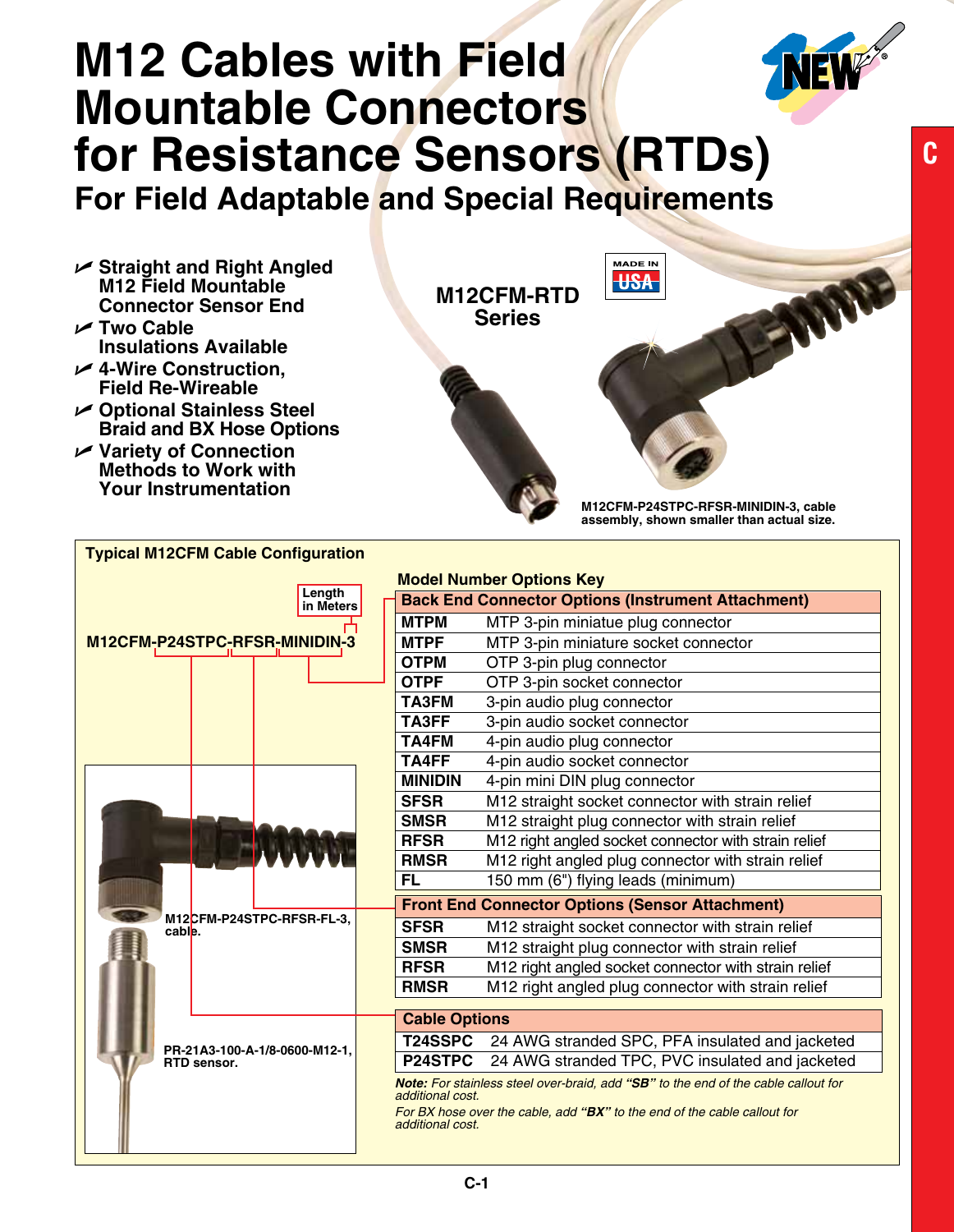# M12 Cables with Field Mountable Connectors for Resistance Sensors (RTDs)

## For Field Adaptable and Special Requirements

- Straight and Right Angled M12 Field Mountable Connector Sensor End
- Two Cable Insulations Available
- 4-Wire Construction, Field Re-Wireable
- Optional Stainless Steel Braid and BX Hose Options
- Variety of Connection Methods to Work with Your Instrumentation

**M12CFM-RTD Series**

MADE IN USA

M12CFM-P24STPC-RFSR-MINIDIN-3, cable assembly, shown smaller than actual size.

### Typical M12CFM Cable Configuration

M12CFM-P24STPC-RFSR-MINIDIN-3

Length in Meters

M12CFM-P24STPC-RFSR-FL-3, cable.

PR-21A3-100-A-1/8-0600-M12-1, RTD sensor.

**Model Number Options Key**

| Back End Connector Options (Instrument Attachment) | |
|---|---|
| MTPM | MTP 3-pin miniatue plug connector |
| MTPF | MTP 3-pin miniature socket connector |
| OTPM | OTP 3-pin plug connector |
| OTPF | OTP 3-pin socket connector |
| TA3FM | 3-pin audio plug connector |
| TA3FF | 3-pin audio socket connector |
| TA4FM | 4-pin audio plug connector |
| TA4FF | 4-pin audio socket connector |
| MINIDIN | 4-pin mini DIN plug connector |
| SFSR | M12 straight socket connector with strain relief |
| SMSR | M12 straight plug connector with strain relief |
| RFSR | M12 right angled socket connector with strain relief |
| RMSR | M12 right angled plug connector with strain relief |
| FL | 150 mm (6") flying leads (minimum) |

| Front End Connector Options (Sensor Attachment) | |
|---|---|
| SFSR | M12 straight socket connector with strain relief |
| SMSR | M12 straight plug connector with strain relief |
| RFSR | M12 right angled socket connector with strain relief |
| RMSR | M12 right angled plug connector with strain relief |

| Cable Options | |
|---|---|
| T24SSPC | 24 AWG stranded SPC, PFA insulated and jacketed |
| P24STPC | 24 AWG stranded TPC, PVC insulated and jacketed |

***Note:** For stainless steel over-braid, add **"SB"** to the end of the cable callout for additional cost.*

*For BX hose over the cable, add **"BX"** to the end of the cable callout for additional cost.*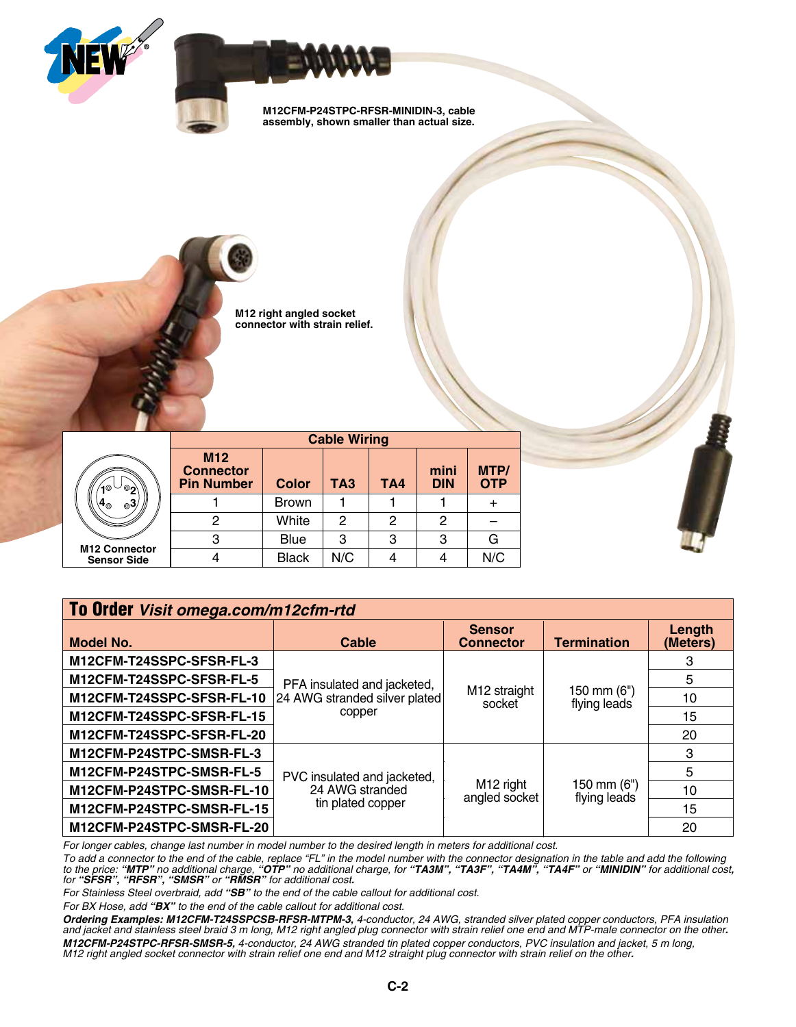NEW

M12CFM-P24STPC-RFSR-MINIDIN-3, cable assembly, shown smaller than actual size.

M12 right angled socket connector with strain relief.

| M12 Connector Sensor Side | Cable Wiring | | | | | |
|---|---|---|---|---|---|---|
| | M12 Connector Pin Number | Color | TA3 | TA4 | mini DIN | MTP/ OTP |
| | 1 | Brown | 1 | 1 | 1 | + |
| | 2 | White | 2 | 2 | 2 | – |
| | 3 | Blue | 3 | 3 | 3 | G |
| | 4 | Black | N/C | 4 | 4 | N/C |

## To Order *Visit omega.com/m12cfm-rtd*

| Model No. | Cable | Sensor Connector | Termination | Length (Meters) |
|---|---|---|---|---|
| M12CFM-T24SSPC-SFSR-FL-3 | PFA insulated and jacketed, 24 AWG stranded silver plated copper | M12 straight socket | 150 mm (6") flying leads | 3 |
| M12CFM-T24SSPC-SFSR-FL-5 | | | | 5 |
| M12CFM-T24SSPC-SFSR-FL-10 | | | | 10 |
| M12CFM-T24SSPC-SFSR-FL-15 | | | | 15 |
| M12CFM-T24SSPC-SFSR-FL-20 | | | | 20 |
| M12CFM-P24STPC-SMSR-FL-3 | PVC insulated and jacketed, 24 AWG stranded tin plated copper | M12 right angled socket | 150 mm (6") flying leads | 3 |
| M12CFM-P24STPC-SMSR-FL-5 | | | | 5 |
| M12CFM-P24STPC-SMSR-FL-10 | | | | 10 |
| M12CFM-P24STPC-SMSR-FL-15 | | | | 15 |
| M12CFM-P24STPC-SMSR-FL-20 | | | | 20 |

*For longer cables, change last number in model number to the desired length in meters for additional cost.*

*To add a connector to the end of the cable, replace "FL" in the model number with the connector designation in the table and add the following to the price: **"MTP"** no additional charge, **"OTP"** no additional charge, for **"TA3M"**, **"TA3F"**, **"TA4M"**, **"TA4F"** or **"MINIDIN"** for additional cost**,** for **"SFSR"**, **"RFSR"**, **"SMSR"** or **"RMSR"** for additional cost**.***

*For Stainless Steel overbraid, add **"SB"** to the end of the cable callout for additional cost.*

*For BX Hose, add **"BX"** to the end of the cable callout for additional cost.*

***Ordering Examples: M12CFM-T24SSPCSB-RFSR-MTPM-3,** 4-conductor, 24 AWG, stranded silver plated copper conductors, PFA insulation and jacket and stainless steel braid 3 m long, M12 right angled plug connector with strain relief one end and MTP-male connector on the other**.***

***M12CFM-P24STPC-RFSR-SMSR-5,** 4-conductor, 24 AWG stranded tin plated copper conductors, PVC insulation and jacket, 5 m long, M12 right angled socket connector with strain relief one end and M12 straight plug connector with strain relief on the other**.***